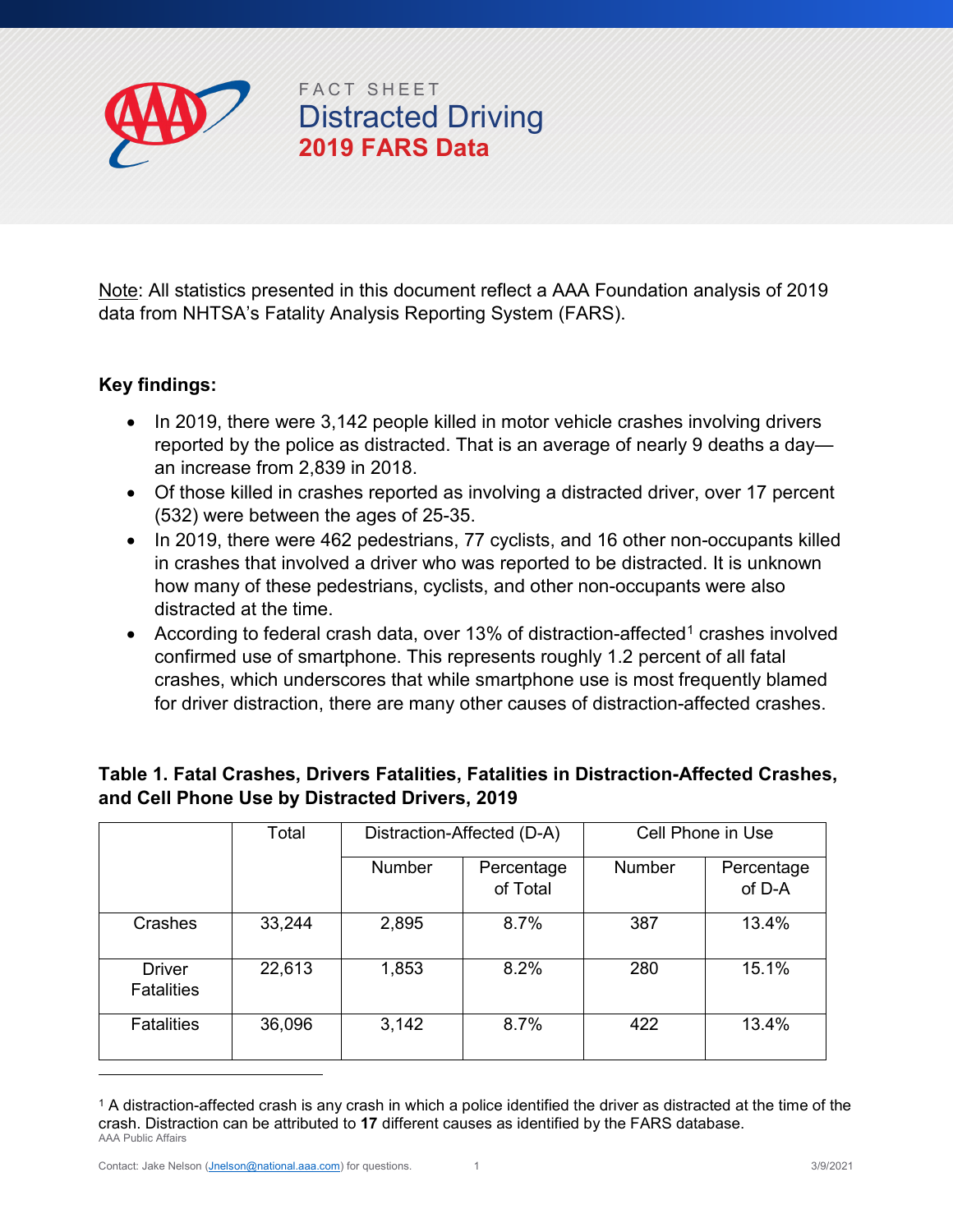FACT SHEET

# Distracted Driving

## 2019 FARS Data

Note: All statistics presented in this document reflect a AAA Foundation analysis of 2019 data from NHTSA's Fatality Analysis Reporting System (FARS).

**Key findings:**

- In 2019, there were 3,142 people killed in motor vehicle crashes involving drivers reported by the police as distracted. That is an average of nearly 9 deaths a day—an increase from 2,839 in 2018.
- Of those killed in crashes reported as involving a distracted driver, over 17 percent (532) were between the ages of 25-35.
- In 2019, there were 462 pedestrians, 77 cyclists, and 16 other non-occupants killed in crashes that involved a driver who was reported to be distracted. It is unknown how many of these pedestrians, cyclists, and other non-occupants were also distracted at the time.
- According to federal crash data, over 13% of distraction-affected[1] crashes involved confirmed use of smartphone. This represents roughly 1.2 percent of all fatal crashes, which underscores that while smartphone use is most frequently blamed for driver distraction, there are many other causes of distraction-affected crashes.

**Table 1. Fatal Crashes, Drivers Fatalities, Fatalities in Distraction-Affected Crashes, and Cell Phone Use by Distracted Drivers, 2019**

| | Total | Distraction-Affected (D-A) | | Cell Phone in Use | |
|---|---|---|---|---|---|
| | | Number | Percentage of Total | Number | Percentage of D-A |
| Crashes | 33,244 | 2,895 | 8.7% | 387 | 13.4% |
| Driver Fatalities | 22,613 | 1,853 | 8.2% | 280 | 15.1% |
| Fatalities | 36,096 | 3,142 | 8.7% | 422 | 13.4% |

[1] A distraction-affected crash is any crash in which a police identified the driver as distracted at the time of the crash. Distraction can be attributed to **17** different causes as identified by the FARS database.

AAA Public Affairs

Contact: Jake Nelson (Jnelson@national.aaa.com) for questions.

3/9/2021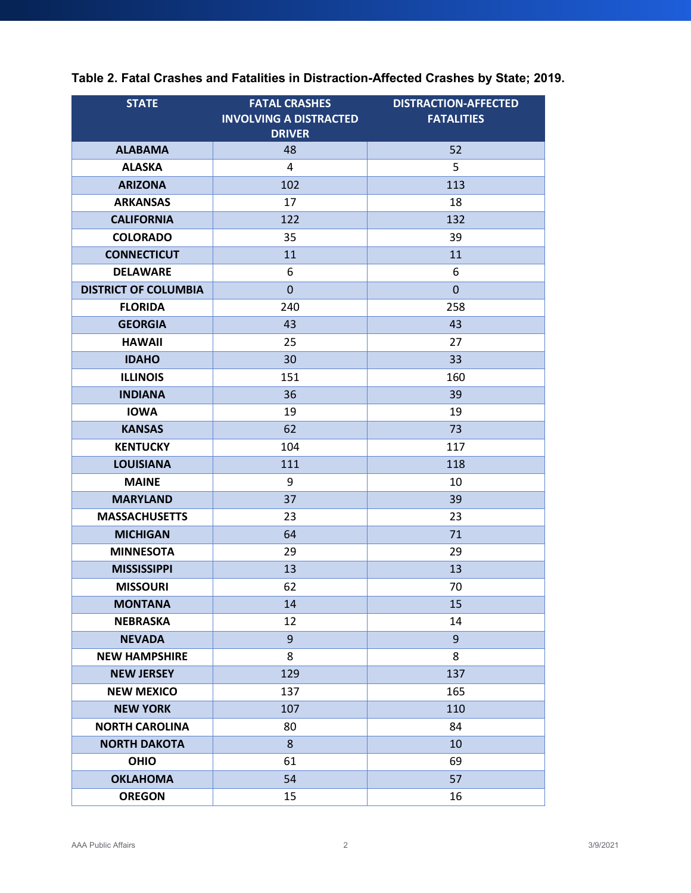**Table 2. Fatal Crashes and Fatalities in Distraction-Affected Crashes by State; 2019.**

| STATE | FATAL CRASHES INVOLVING A DISTRACTED DRIVER | DISTRACTION-AFFECTED FATALITIES |
|---|---|---|
| ALABAMA | 48 | 52 |
| ALASKA | 4 | 5 |
| ARIZONA | 102 | 113 |
| ARKANSAS | 17 | 18 |
| CALIFORNIA | 122 | 132 |
| COLORADO | 35 | 39 |
| CONNECTICUT | 11 | 11 |
| DELAWARE | 6 | 6 |
| DISTRICT OF COLUMBIA | 0 | 0 |
| FLORIDA | 240 | 258 |
| GEORGIA | 43 | 43 |
| HAWAII | 25 | 27 |
| IDAHO | 30 | 33 |
| ILLINOIS | 151 | 160 |
| INDIANA | 36 | 39 |
| IOWA | 19 | 19 |
| KANSAS | 62 | 73 |
| KENTUCKY | 104 | 117 |
| LOUISIANA | 111 | 118 |
| MAINE | 9 | 10 |
| MARYLAND | 37 | 39 |
| MASSACHUSETTS | 23 | 23 |
| MICHIGAN | 64 | 71 |
| MINNESOTA | 29 | 29 |
| MISSISSIPPI | 13 | 13 |
| MISSOURI | 62 | 70 |
| MONTANA | 14 | 15 |
| NEBRASKA | 12 | 14 |
| NEVADA | 9 | 9 |
| NEW HAMPSHIRE | 8 | 8 |
| NEW JERSEY | 129 | 137 |
| NEW MEXICO | 137 | 165 |
| NEW YORK | 107 | 110 |
| NORTH CAROLINA | 80 | 84 |
| NORTH DAKOTA | 8 | 10 |
| OHIO | 61 | 69 |
| OKLAHOMA | 54 | 57 |
| OREGON | 15 | 16 |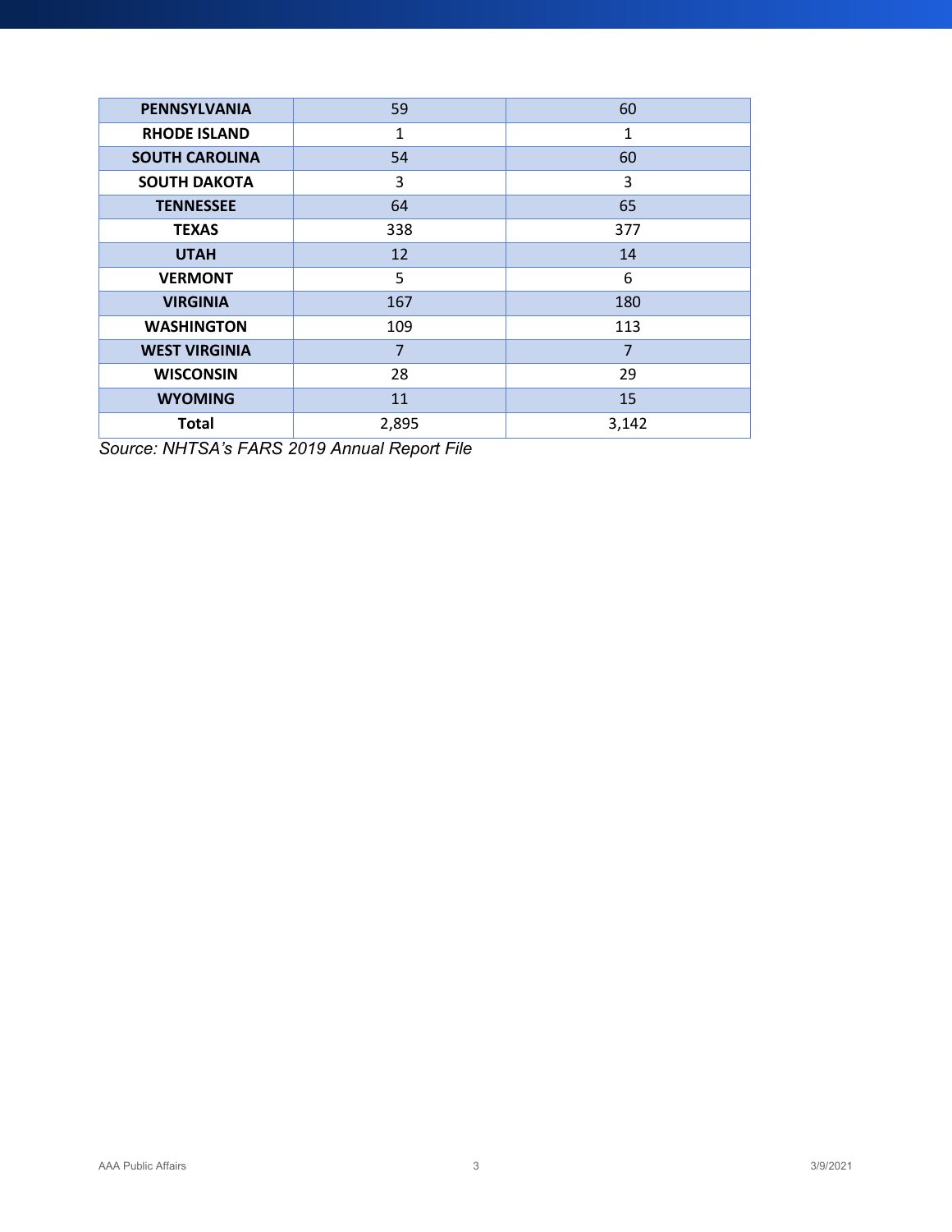| | | |
|---|---|---|
| **PENNSYLVANIA** | 59 | 60 |
| **RHODE ISLAND** | 1 | 1 |
| **SOUTH CAROLINA** | 54 | 60 |
| **SOUTH DAKOTA** | 3 | 3 |
| **TENNESSEE** | 64 | 65 |
| **TEXAS** | 338 | 377 |
| **UTAH** | 12 | 14 |
| **VERMONT** | 5 | 6 |
| **VIRGINIA** | 167 | 180 |
| **WASHINGTON** | 109 | 113 |
| **WEST VIRGINIA** | 7 | 7 |
| **WISCONSIN** | 28 | 29 |
| **WYOMING** | 11 | 15 |
| **Total** | 2,895 | 3,142 |

*Source: NHTSA's FARS 2019 Annual Report File*